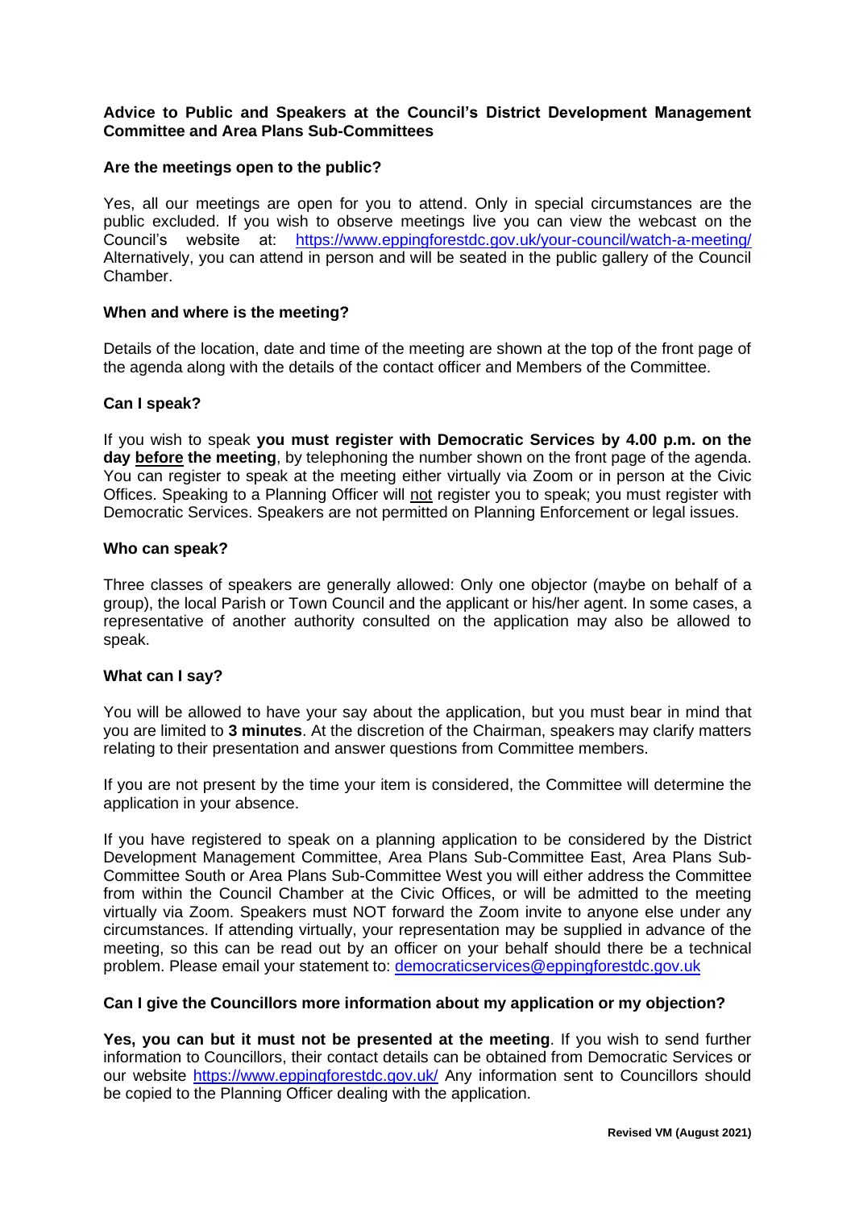**Advice to Public and Speakers at the Council's District Development Management Committee and Area Plans Sub-Committees**

**Are the meetings open to the public?**

Yes, all our meetings are open for you to attend. Only in special circumstances are the public excluded. If you wish to observe meetings live you can view the webcast on the Council's website at: https://www.eppingforestdc.gov.uk/your-council/watch-a-meeting/ Alternatively, you can attend in person and will be seated in the public gallery of the Council Chamber.

**When and where is the meeting?**

Details of the location, date and time of the meeting are shown at the top of the front page of the agenda along with the details of the contact officer and Members of the Committee.

**Can I speak?**

If you wish to speak **you must register with Democratic Services by 4.00 p.m. on the day <u>before</u> the meeting**, by telephoning the number shown on the front page of the agenda. You can register to speak at the meeting either virtually via Zoom or in person at the Civic Offices. Speaking to a Planning Officer will <u>not</u> register you to speak; you must register with Democratic Services. Speakers are not permitted on Planning Enforcement or legal issues.

**Who can speak?**

Three classes of speakers are generally allowed: Only one objector (maybe on behalf of a group), the local Parish or Town Council and the applicant or his/her agent. In some cases, a representative of another authority consulted on the application may also be allowed to speak.

**What can I say?**

You will be allowed to have your say about the application, but you must bear in mind that you are limited to **3 minutes**. At the discretion of the Chairman, speakers may clarify matters relating to their presentation and answer questions from Committee members.

If you are not present by the time your item is considered, the Committee will determine the application in your absence.

If you have registered to speak on a planning application to be considered by the District Development Management Committee, Area Plans Sub-Committee East, Area Plans Sub-Committee South or Area Plans Sub-Committee West you will either address the Committee from within the Council Chamber at the Civic Offices, or will be admitted to the meeting virtually via Zoom. Speakers must NOT forward the Zoom invite to anyone else under any circumstances. If attending virtually, your representation may be supplied in advance of the meeting, so this can be read out by an officer on your behalf should there be a technical problem. Please email your statement to: democraticservices@eppingforestdc.gov.uk

**Can I give the Councillors more information about my application or my objection?**

**Yes, you can but it must not be presented at the meeting**. If you wish to send further information to Councillors, their contact details can be obtained from Democratic Services or our website https://www.eppingforestdc.gov.uk/ Any information sent to Councillors should be copied to the Planning Officer dealing with the application.

**Revised VM (August 2021)**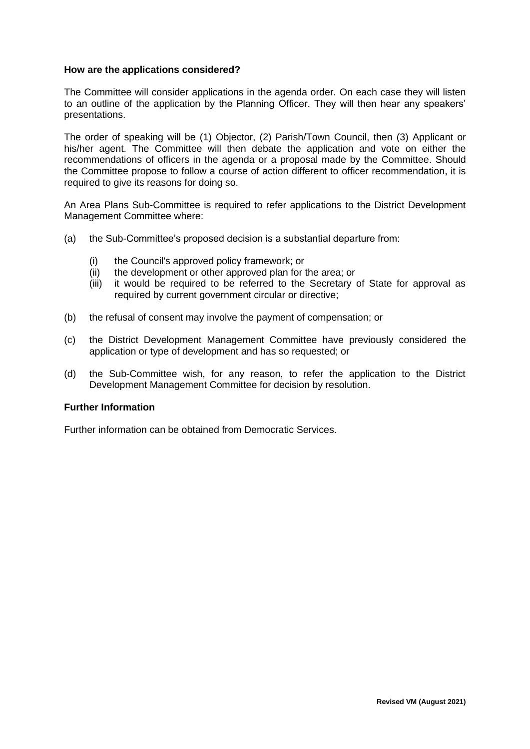**How are the applications considered?**

The Committee will consider applications in the agenda order. On each case they will listen to an outline of the application by the Planning Officer. They will then hear any speakers' presentations.

The order of speaking will be (1) Objector, (2) Parish/Town Council, then (3) Applicant or his/her agent. The Committee will then debate the application and vote on either the recommendations of officers in the agenda or a proposal made by the Committee. Should the Committee propose to follow a course of action different to officer recommendation, it is required to give its reasons for doing so.

An Area Plans Sub-Committee is required to refer applications to the District Development Management Committee where:

(a) the Sub-Committee's proposed decision is a substantial departure from:

   (i) the Council's approved policy framework; or
   (ii) the development or other approved plan for the area; or
   (iii) it would be required to be referred to the Secretary of State for approval as required by current government circular or directive;

(b) the refusal of consent may involve the payment of compensation; or

(c) the District Development Management Committee have previously considered the application or type of development and has so requested; or

(d) the Sub-Committee wish, for any reason, to refer the application to the District Development Management Committee for decision by resolution.

**Further Information**

Further information can be obtained from Democratic Services.

**Revised VM (August 2021)**